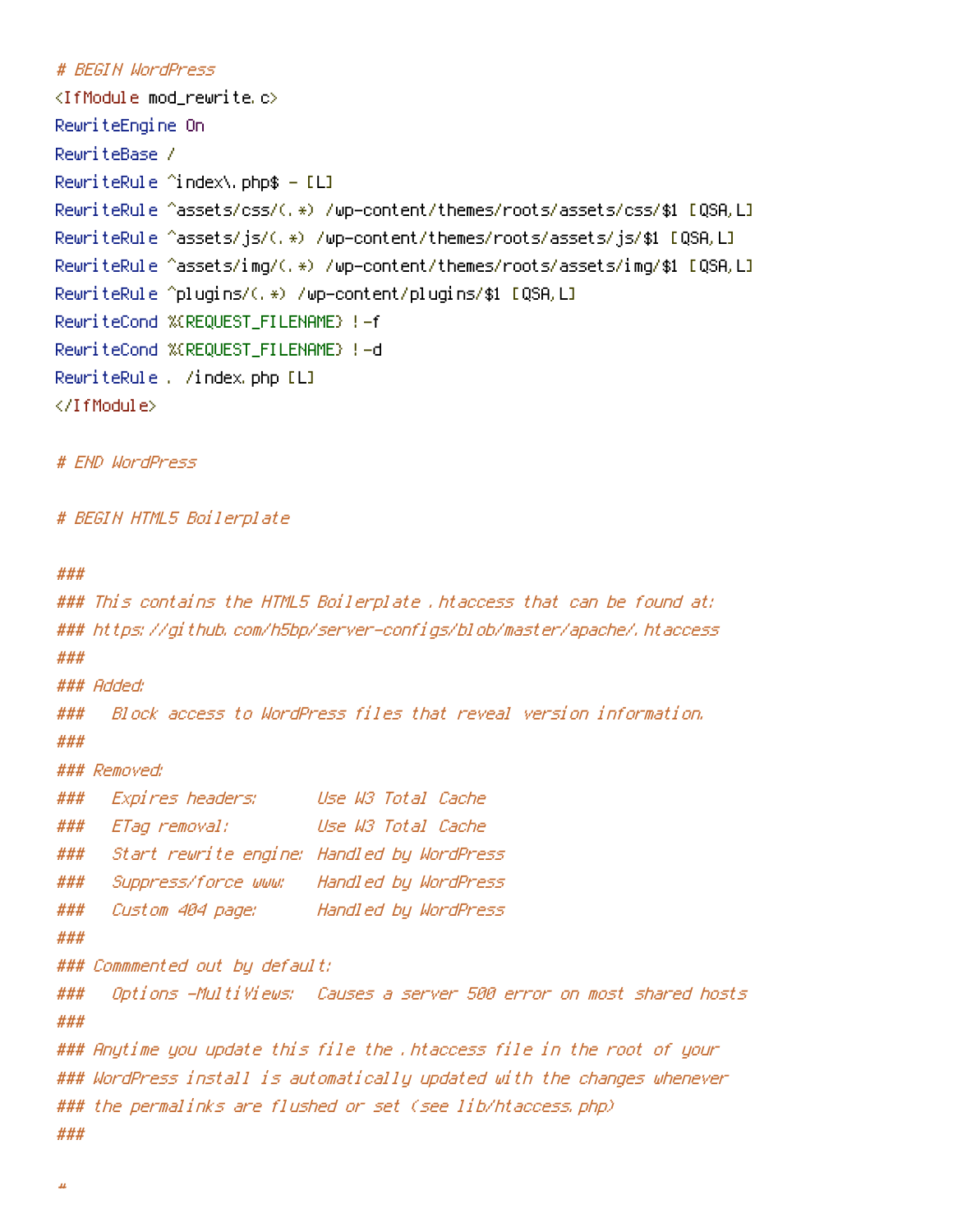```
# BEGIN WordPress
<IfModule mod_rewrite.c>
RewriteEngine On
RewriteBase /
RewriteRule ^index\.php$ - [L]
RewriteRule ^assets/css/(.*) /wp-content/themes/roots/assets/css/$1 [QSA,L]
RewriteRule ^assets/js/(.*) /wp-content/themes/roots/assets/js/$1 [QSA,L]
RewriteRule ^assets/img/(.*) /wp-content/themes/roots/assets/img/$1 [QSA,L]
RewriteRule ^plugins/(.*) /wp-content/plugins/$1 [QSA,L]
RewriteCond %{REQUEST_FILENAME} !-f
RewriteCond %{REQUEST_FILENAME} !-d
RewriteRule . /index.php [L]
</IfModule>

# END WordPress

# BEGIN HTML5 Boilerplate

###
### This contains the HTML5 Boilerplate .htaccess that can be found at:
### https://github.com/h5bp/server-configs/blob/master/apache/.htaccess
###
### Added:
###   Block access to WordPress files that reveal version information.
###
### Removed:
###   Expires headers:      Use W3 Total Cache
###   ETag removal:         Use W3 Total Cache
###   Start rewrite engine: Handled by WordPress
###   Suppress/force www:   Handled by WordPress
###   Custom 404 page:      Handled by WordPress
###
### Commmented out by default:
###   Options -MultiViews:  Causes a server 500 error on most shared hosts
###
### Anytime you update this file the .htaccess file in the root of your
### WordPress install is automatically updated with the changes whenever
### the permalinks are flushed or set (see lib/htaccess.php)
###

#
```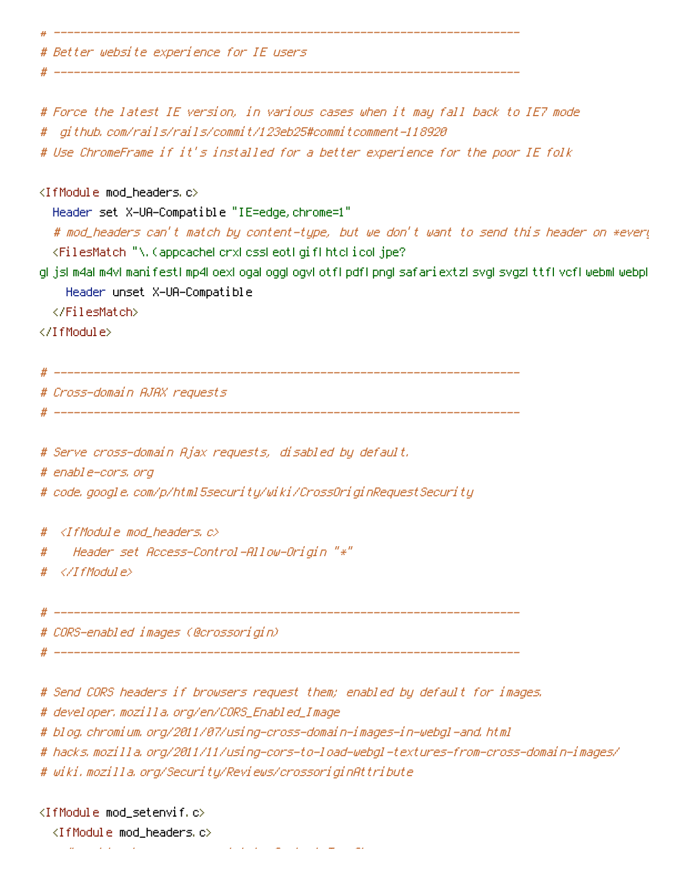```
# ----------------------------------------------------------------------
# Better website experience for IE users
# ----------------------------------------------------------------------

# Force the latest IE version, in various cases when it may fall back to IE7 mode
#  github.com/rails/rails/commit/123eb25#commitcomment-118920
# Use ChromeFrame if it's installed for a better experience for the poor IE folk

<IfModule mod_headers.c>
  Header set X-UA-Compatible "IE=edge,chrome=1"
  # mod_headers can't match by content-type, but we don't want to send this header on *every
  <FilesMatch "\.(appcache|crx|css|eot|gif|htc|ico|jpe?
g|js|m4a|m4v|manifest|mp4|oex|oga|ogg|ogv|otf|pdf|png|safariextz|svg|svgz|ttf|vcf|webm|webp|
    Header unset X-UA-Compatible
  </FilesMatch>
</IfModule>

# ----------------------------------------------------------------------
# Cross-domain AJAX requests
# ----------------------------------------------------------------------

# Serve cross-domain Ajax requests, disabled by default.
# enable-cors.org
# code.google.com/p/html5security/wiki/CrossOriginRequestSecurity

#  <IfModule mod_headers.c>
#    Header set Access-Control-Allow-Origin "*"
#  </IfModule>

# ----------------------------------------------------------------------
# CORS-enabled images (@crossorigin)
# ----------------------------------------------------------------------

# Send CORS headers if browsers request them; enabled by default for images.
# developer.mozilla.org/en/CORS_Enabled_Image
# blog.chromium.org/2011/07/using-cross-domain-images-in-webgl-and.html
# hacks.mozilla.org/2011/11/using-cors-to-load-webgl-textures-from-cross-domain-images/
# wiki.mozilla.org/Security/Reviews/crossoriginAttribute

<IfModule mod_setenvif.c>
  <IfModule mod_headers.c>
```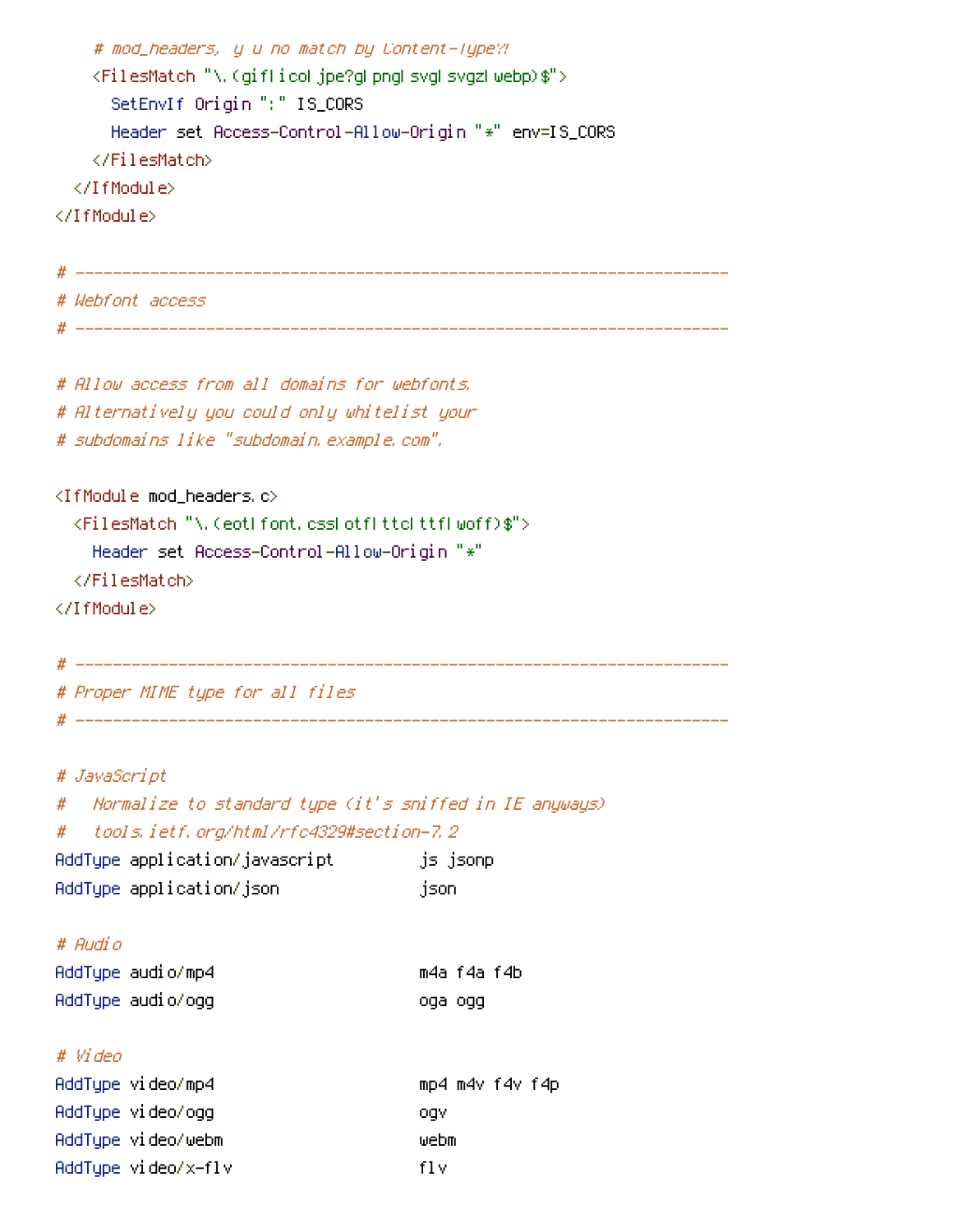```
    # mod_headers, y u no match by Content-Type?!
    <FilesMatch "\.(gif|ico|jpe?g|png|svg|svgz|webp)$">
      SetEnvIf Origin ":" IS_CORS
      Header set Access-Control-Allow-Origin "*" env=IS_CORS
    </FilesMatch>
  </IfModule>
</IfModule>

# ----------------------------------------------------------------------
# Webfont access
# ----------------------------------------------------------------------

# Allow access from all domains for webfonts.
# Alternatively you could only whitelist your
# subdomains like "subdomain.example.com".

<IfModule mod_headers.c>
  <FilesMatch "\.(eot|font.css|otf|ttc|ttf|woff)$">
    Header set Access-Control-Allow-Origin "*"
  </FilesMatch>
</IfModule>

# ----------------------------------------------------------------------
# Proper MIME type for all files
# ----------------------------------------------------------------------

# JavaScript
#   Normalize to standard type (it's sniffed in IE anyways)
#   tools.ietf.org/html/rfc4329#section-7.2
AddType application/javascript         js jsonp
AddType application/json               json

# Audio
AddType audio/mp4                      m4a f4a f4b
AddType audio/ogg                      oga ogg

# Video
AddType video/mp4                      mp4 m4v f4v f4p
AddType video/ogg                      ogv
AddType video/webm                     webm
AddType video/x-flv                    flv
```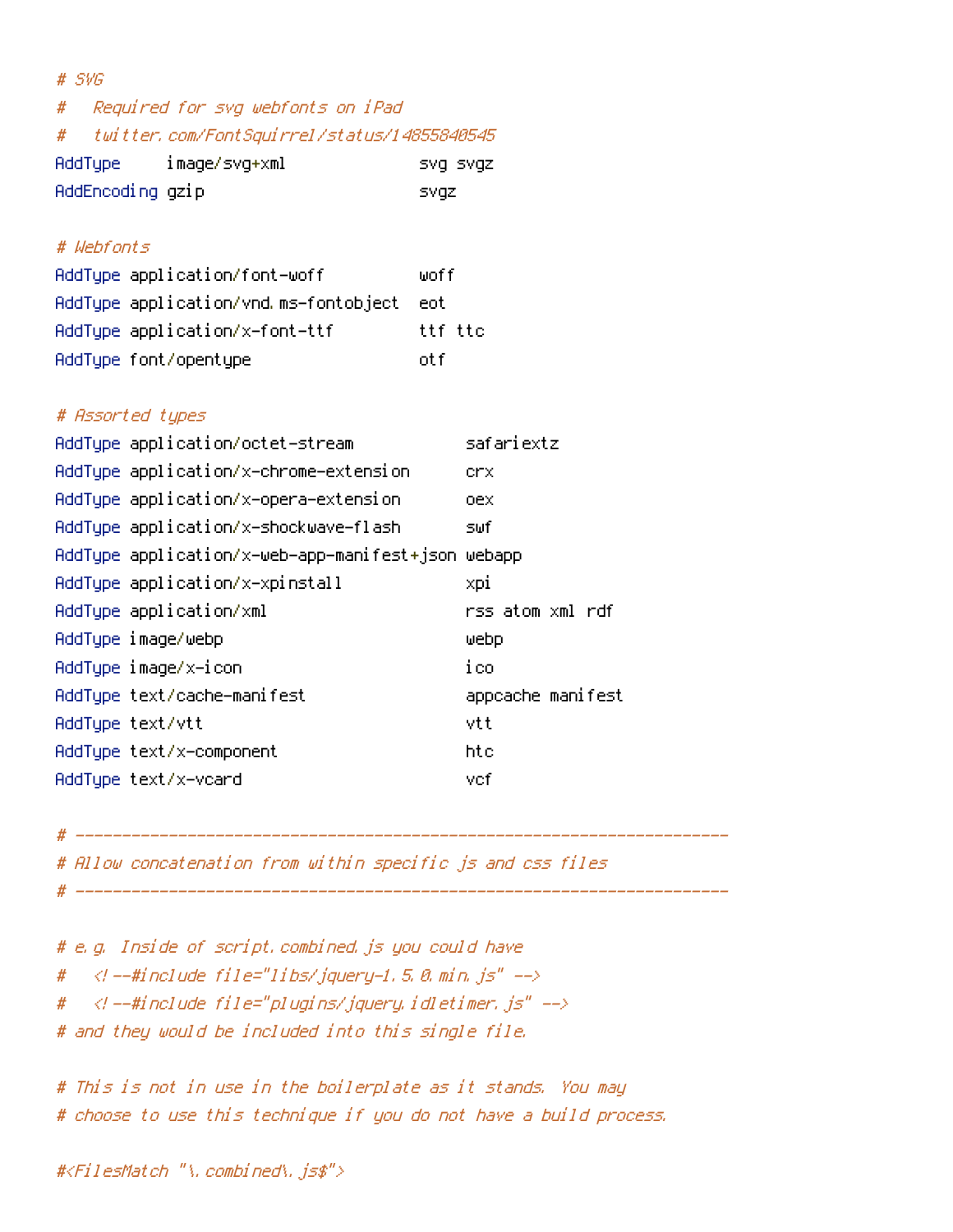```
# SVG
#   Required for svg webfonts on iPad
#   twitter.com/FontSquirrel/status/14855840545
AddType     image/svg+xml              svg svgz
AddEncoding gzip                       svgz

# Webfonts
AddType application/font-woff          woff
AddType application/vnd.ms-fontobject  eot
AddType application/x-font-ttf         ttf ttc
AddType font/opentype                  otf

# Assorted types
AddType application/octet-stream            safariextz
AddType application/x-chrome-extension      crx
AddType application/x-opera-extension       oex
AddType application/x-shockwave-flash       swf
AddType application/x-web-app-manifest+json webapp
AddType application/x-xpinstall             xpi
AddType application/xml                     rss atom xml rdf
AddType image/webp                          webp
AddType image/x-icon                        ico
AddType text/cache-manifest                 appcache manifest
AddType text/vtt                            vtt
AddType text/x-component                    htc
AddType text/x-vcard                        vcf

# ----------------------------------------------------------------------
# Allow concatenation from within specific js and css files
# ----------------------------------------------------------------------

# e.g. Inside of script.combined.js you could have
#   <!--#include file="libs/jquery-1.5.0.min.js" -->
#   <!--#include file="plugins/jquery.idletimer.js" -->
# and they would be included into this single file.

# This is not in use in the boilerplate as it stands. You may
# choose to use this technique if you do not have a build process.

#<FilesMatch "\.combined\.js$">
```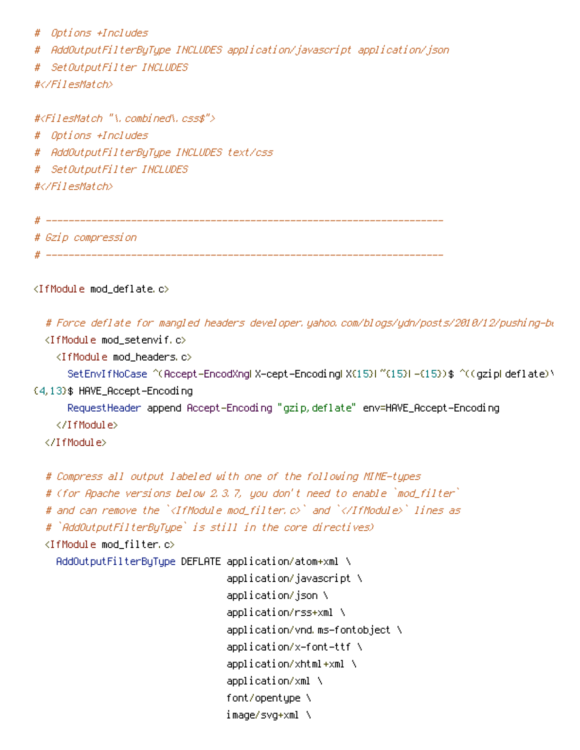```
#  Options +Includes
#  AddOutputFilterByType INCLUDES application/javascript application/json
#  SetOutputFilter INCLUDES
#</FilesMatch>

#<FilesMatch "\.combined\.css$">
#  Options +Includes
#  AddOutputFilterByType INCLUDES text/css
#  SetOutputFilter INCLUDES
#</FilesMatch>

# ----------------------------------------------------------------------
# Gzip compression
# ----------------------------------------------------------------------

<IfModule mod_deflate.c>

  # Force deflate for mangled headers developer.yahoo.com/blogs/ydn/posts/2010/12/pushing-be
  <IfModule mod_setenvif.c>
    <IfModule mod_headers.c>
      SetEnvIfNoCase ^(Accept-EncodXng|X-cept-Encoding|X{15}|~{15}|-{15})$ ^((gzip|deflate)\
{4,13}$ HAVE_Accept-Encoding
      RequestHeader append Accept-Encoding "gzip,deflate" env=HAVE_Accept-Encoding
    </IfModule>
  </IfModule>

  # Compress all output labeled with one of the following MIME-types
  # (for Apache versions below 2.3.7, you don't need to enable `mod_filter`
  # and can remove the `<IfModule mod_filter.c>` and `</IfModule>` lines as
  # `AddOutputFilterByType` is still in the core directives)
  <IfModule mod_filter.c>
    AddOutputFilterByType DEFLATE application/atom+xml \
                                  application/javascript \
                                  application/json \
                                  application/rss+xml \
                                  application/vnd.ms-fontobject \
                                  application/x-font-ttf \
                                  application/xhtml+xml \
                                  application/xml \
                                  font/opentype \
                                  image/svg+xml \
```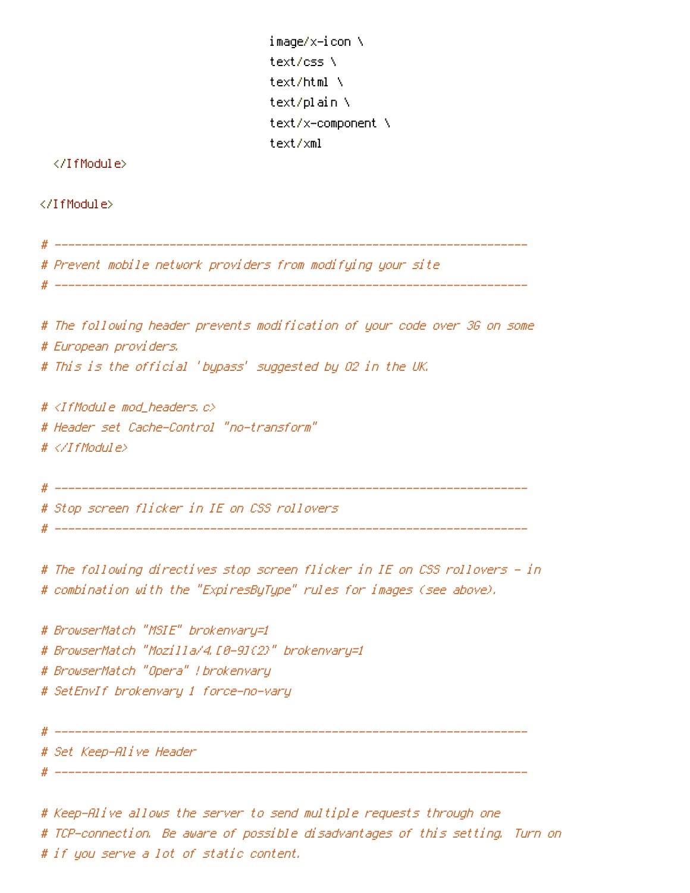```
                                    image/x-icon \
                                    text/css \
                                    text/html \
                                    text/plain \
                                    text/x-component \
                                    text/xml
  </IfModule>

</IfModule>

# ----------------------------------------------------------------------
# Prevent mobile network providers from modifying your site
# ----------------------------------------------------------------------

# The following header prevents modification of your code over 3G on some
# European providers.
# This is the official 'bypass' suggested by O2 in the UK.

# <IfModule mod_headers.c>
# Header set Cache-Control "no-transform"
# </IfModule>

# ----------------------------------------------------------------------
# Stop screen flicker in IE on CSS rollovers
# ----------------------------------------------------------------------

# The following directives stop screen flicker in IE on CSS rollovers - in
# combination with the "ExpiresByType" rules for images (see above).

# BrowserMatch "MSIE" brokenvary=1
# BrowserMatch "Mozilla/4.[0-9]{2}" brokenvary=1
# BrowserMatch "Opera" !brokenvary
# SetEnvIf brokenvary 1 force-no-vary

# ----------------------------------------------------------------------
# Set Keep-Alive Header
# ----------------------------------------------------------------------

# Keep-Alive allows the server to send multiple requests through one
# TCP-connection. Be aware of possible disadvantages of this setting. Turn on
# if you serve a lot of static content.
```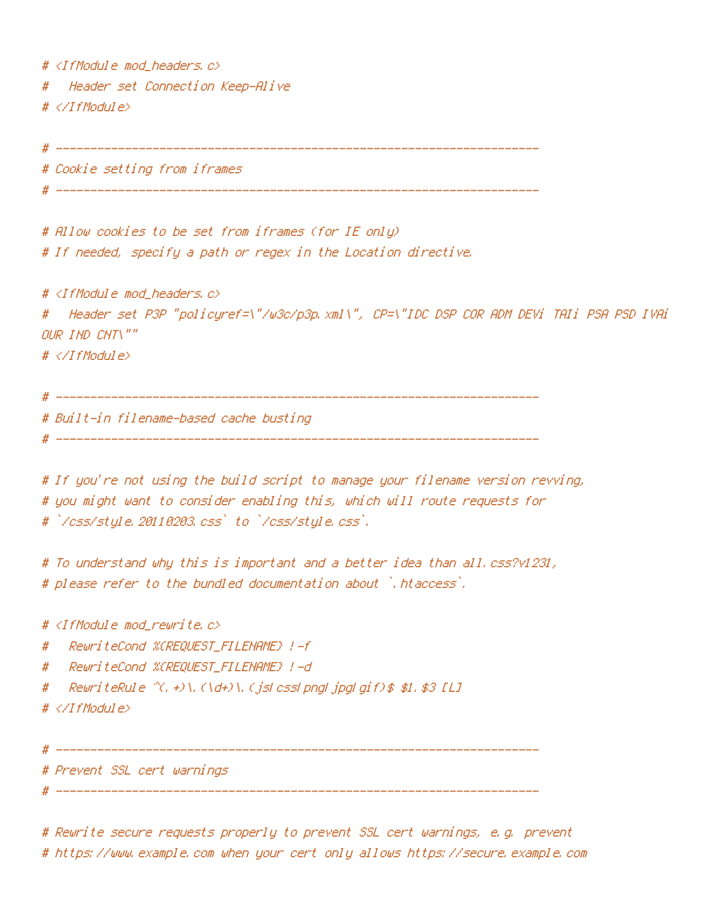```
# <IfModule mod_headers.c>
#   Header set Connection Keep-Alive
# </IfModule>

# ----------------------------------------------------------------------
# Cookie setting from iframes
# ----------------------------------------------------------------------

# Allow cookies to be set from iframes (for IE only)
# If needed, specify a path or regex in the Location directive.

# <IfModule mod_headers.c>
#   Header set P3P "policyref=\"/w3c/p3p.xml\", CP=\"IDC DSP COR ADM DEVi TAIi PSA PSD IVAi
OUR IND CNT\""
# </IfModule>

# ----------------------------------------------------------------------
# Built-in filename-based cache busting
# ----------------------------------------------------------------------

# If you're not using the build script to manage your filename version revving,
# you might want to consider enabling this, which will route requests for
# `/css/style.20110203.css` to `/css/style.css`.

# To understand why this is important and a better idea than all.css?v1231,
# please refer to the bundled documentation about `.htaccess`.

# <IfModule mod_rewrite.c>
#   RewriteCond %{REQUEST_FILENAME} !-f
#   RewriteCond %{REQUEST_FILENAME} !-d
#   RewriteRule ^(.+)\.(\d+)\.(js|css|png|jpg|gif)$ $1.$3 [L]
# </IfModule>

# ----------------------------------------------------------------------
# Prevent SSL cert warnings
# ----------------------------------------------------------------------

# Rewrite secure requests properly to prevent SSL cert warnings, e.g. prevent
# https://www.example.com when your cert only allows https://secure.example.com
```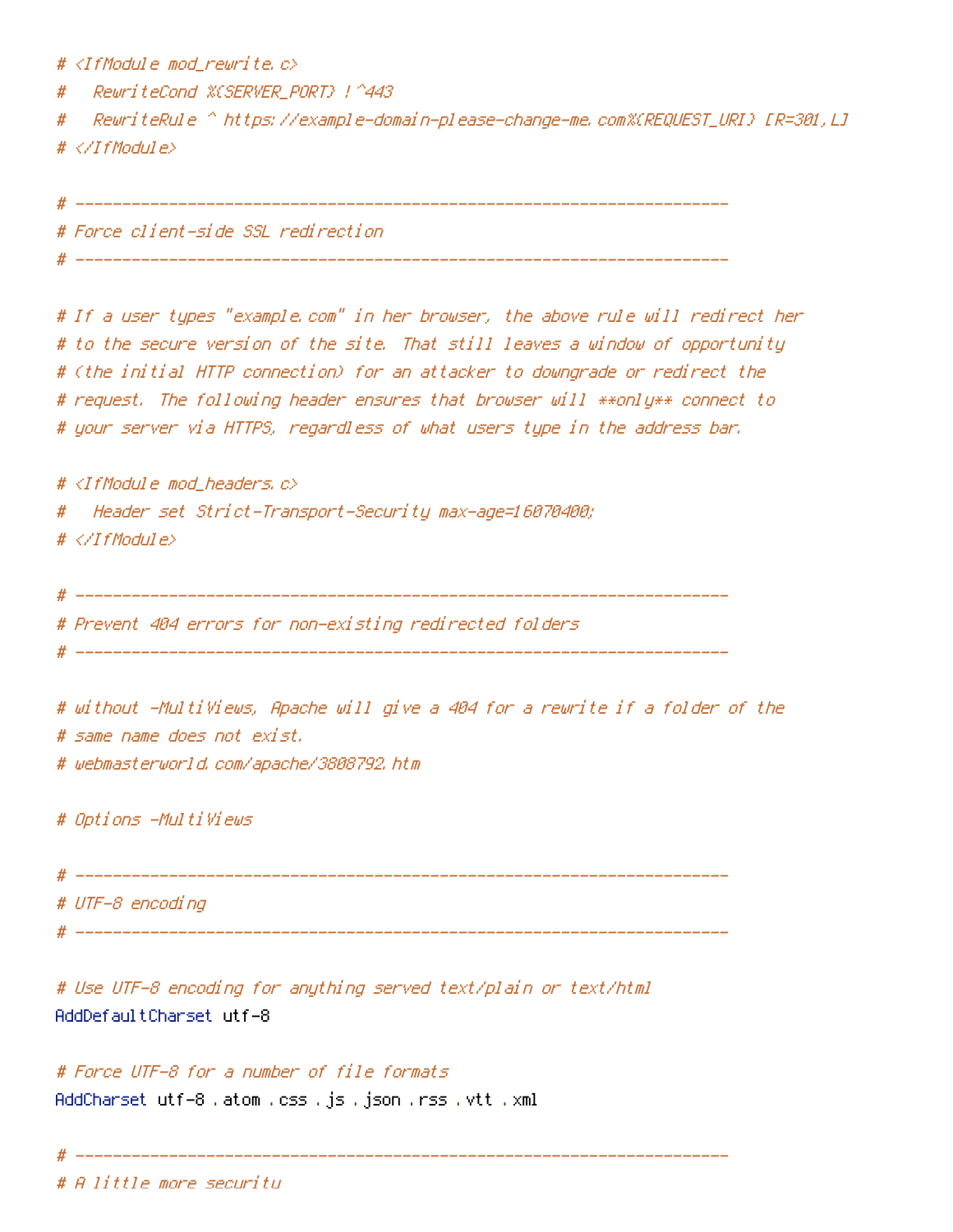```
# <IfModule mod_rewrite.c>
#   RewriteCond %{SERVER_PORT} !^443
#   RewriteRule ^ https://example-domain-please-change-me.com%{REQUEST_URI} [R=301,L]
# </IfModule>

# ----------------------------------------------------------------------
# Force client-side SSL redirection
# ----------------------------------------------------------------------

# If a user types "example.com" in her browser, the above rule will redirect her
# to the secure version of the site. That still leaves a window of opportunity
# (the initial HTTP connection) for an attacker to downgrade or redirect the
# request. The following header ensures that browser will **only** connect to
# your server via HTTPS, regardless of what users type in the address bar.

# <IfModule mod_headers.c>
#   Header set Strict-Transport-Security max-age=16070400;
# </IfModule>

# ----------------------------------------------------------------------
# Prevent 404 errors for non-existing redirected folders
# ----------------------------------------------------------------------

# without -MultiViews, Apache will give a 404 for a rewrite if a folder of the
# same name does not exist.
# webmasterworld.com/apache/3808792.htm

# Options -MultiViews

# ----------------------------------------------------------------------
# UTF-8 encoding
# ----------------------------------------------------------------------

# Use UTF-8 encoding for anything served text/plain or text/html
AddDefaultCharset utf-8

# Force UTF-8 for a number of file formats
AddCharset utf-8 .atom .css .js .json .rss .vtt .xml

# ----------------------------------------------------------------------
# A little more security
```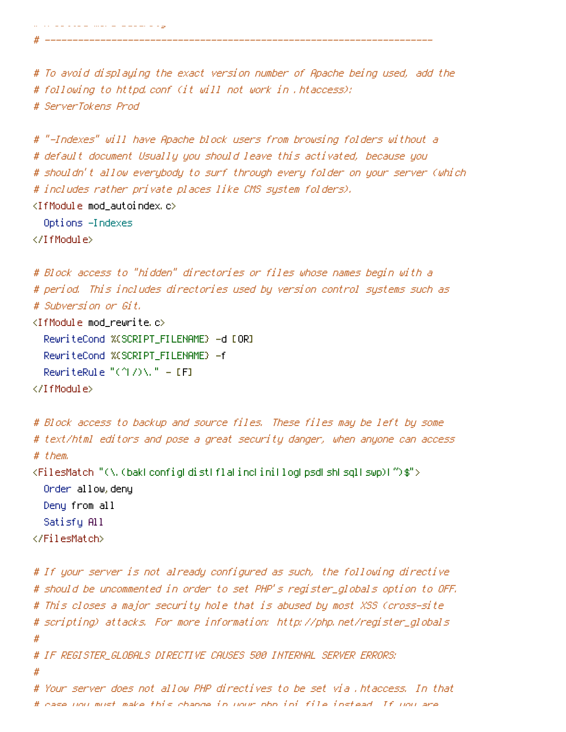```
# ----------------------------------------------------------------------

# To avoid displaying the exact version number of Apache being used, add the
# following to httpd.conf (it will not work in .htaccess):
# ServerTokens Prod

# "-Indexes" will have Apache block users from browsing folders without a
# default document Usually you should leave this activated, because you
# shouldn't allow everybody to surf through every folder on your server (which
# includes rather private places like CMS system folders).
<IfModule mod_autoindex.c>
  Options -Indexes
</IfModule>

# Block access to "hidden" directories or files whose names begin with a
# period. This includes directories used by version control systems such as
# Subversion or Git.
<IfModule mod_rewrite.c>
  RewriteCond %{SCRIPT_FILENAME} -d [OR]
  RewriteCond %{SCRIPT_FILENAME} -f
  RewriteRule "(^|/)\." - [F]
</IfModule>

# Block access to backup and source files. These files may be left by some
# text/html editors and pose a great security danger, when anyone can access
# them.
<FilesMatch "(\.(bak|config|dist|fla|inc|ini|log|psd|sh|sql|swp)|~)$">
  Order allow,deny
  Deny from all
  Satisfy All
</FilesMatch>

# If your server is not already configured as such, the following directive
# should be uncommented in order to set PHP's register_globals option to OFF.
# This closes a major security hole that is abused by most XSS (cross-site
# scripting) attacks. For more information: http://php.net/register_globals
#
# IF REGISTER_GLOBALS DIRECTIVE CAUSES 500 INTERNAL SERVER ERRORS:
#
# Your server does not allow PHP directives to be set via .htaccess. In that
# case you must make this change in your php.ini file instead. If you are
```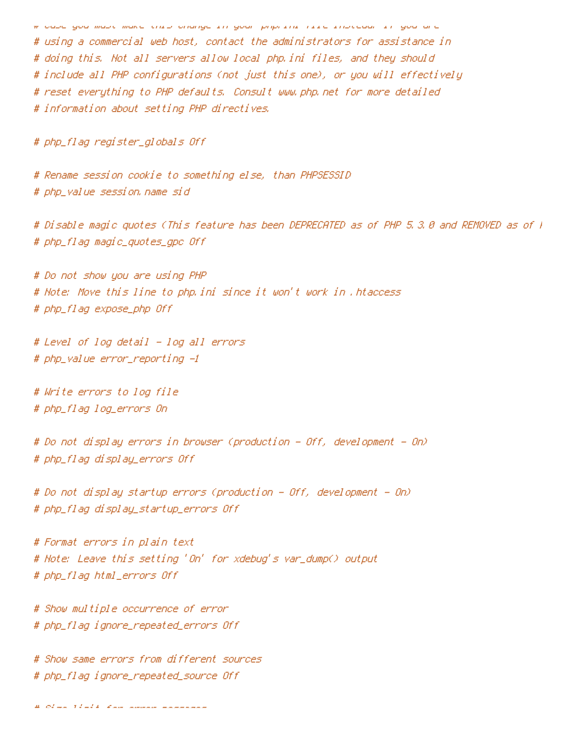```
# case you must make this change in your php.ini file instead. If you are
# using a commercial web host, contact the administrators for assistance in
# doing this. Not all servers allow local php.ini files, and they should
# include all PHP configurations (not just this one), or you will effectively
# reset everything to PHP defaults. Consult www.php.net for more detailed
# information about setting PHP directives.

# php_flag register_globals Off

# Rename session cookie to something else, than PHPSESSID
# php_value session.name sid

# Disable magic quotes (This feature has been DEPRECATED as of PHP 5.3.0 and REMOVED as of P
# php_flag magic_quotes_gpc Off

# Do not show you are using PHP
# Note: Move this line to php.ini since it won't work in .htaccess
# php_flag expose_php Off

# Level of log detail - log all errors
# php_value error_reporting -1

# Write errors to log file
# php_flag log_errors On

# Do not display errors in browser (production - Off, development - On)
# php_flag display_errors Off

# Do not display startup errors (production - Off, development - On)
# php_flag display_startup_errors Off

# Format errors in plain text
# Note: Leave this setting 'On' for xdebug's var_dump() output
# php_flag html_errors Off

# Show multiple occurrence of error
# php_flag ignore_repeated_errors Off

# Show same errors from different sources
# php_flag ignore_repeated_source Off

# Size limit for error messages
```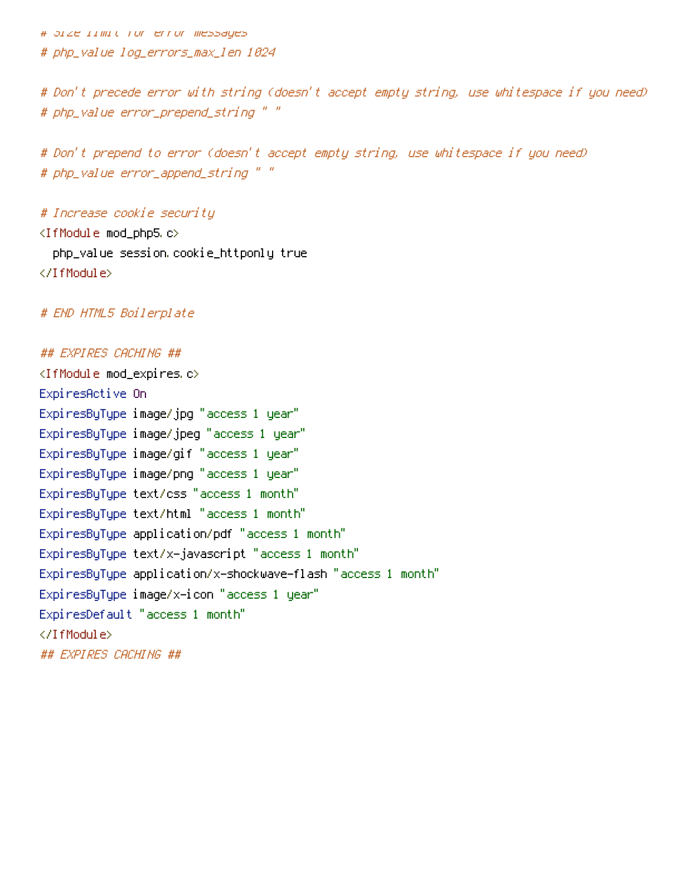```
# Size limit for error messages
# php_value log_errors_max_len 1024

# Don't precede error with string (doesn't accept empty string, use whitespace if you need)
# php_value error_prepend_string " "

# Don't prepend to error (doesn't accept empty string, use whitespace if you need)
# php_value error_append_string " "

# Increase cookie security
<IfModule mod_php5.c>
  php_value session.cookie_httponly true
</IfModule>

# END HTML5 Boilerplate

## EXPIRES CACHING ##
<IfModule mod_expires.c>
ExpiresActive On
ExpiresByType image/jpg "access 1 year"
ExpiresByType image/jpeg "access 1 year"
ExpiresByType image/gif "access 1 year"
ExpiresByType image/png "access 1 year"
ExpiresByType text/css "access 1 month"
ExpiresByType text/html "access 1 month"
ExpiresByType application/pdf "access 1 month"
ExpiresByType text/x-javascript "access 1 month"
ExpiresByType application/x-shockwave-flash "access 1 month"
ExpiresByType image/x-icon "access 1 year"
ExpiresDefault "access 1 month"
</IfModule>
## EXPIRES CACHING ##
```